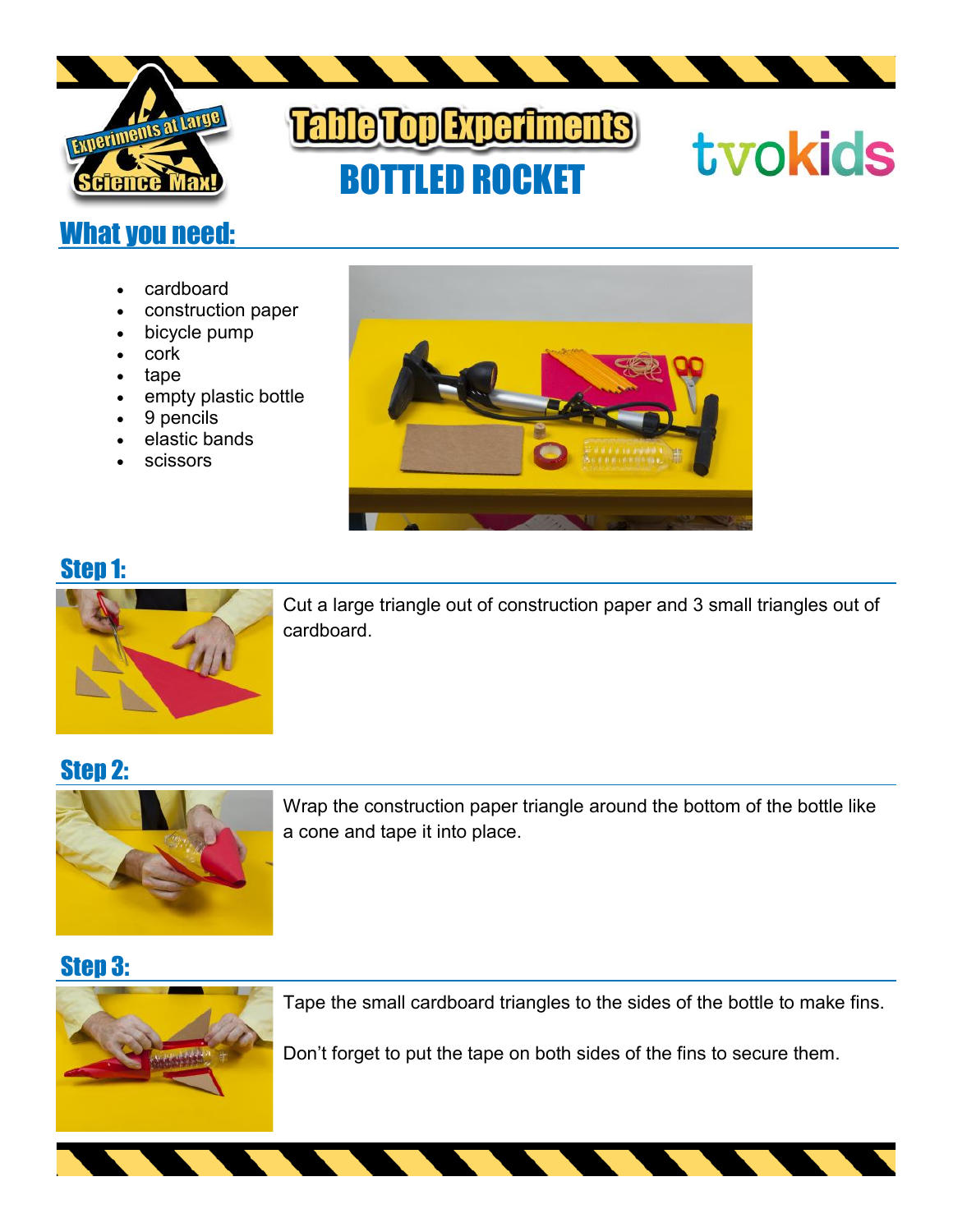# Table Top Experiments

# BOTTLED ROCKET

## What you need:

- cardboard
- construction paper
- bicycle pump
- cork
- tape
- empty plastic bottle
- 9 pencils
- elastic bands
- scissors

## Step 1:

Cut a large triangle out of construction paper and 3 small triangles out of cardboard.

## Step 2:

Wrap the construction paper triangle around the bottom of the bottle like a cone and tape it into place.

## Step 3:

Tape the small cardboard triangles to the sides of the bottle to make fins.

Don't forget to put the tape on both sides of the fins to secure them.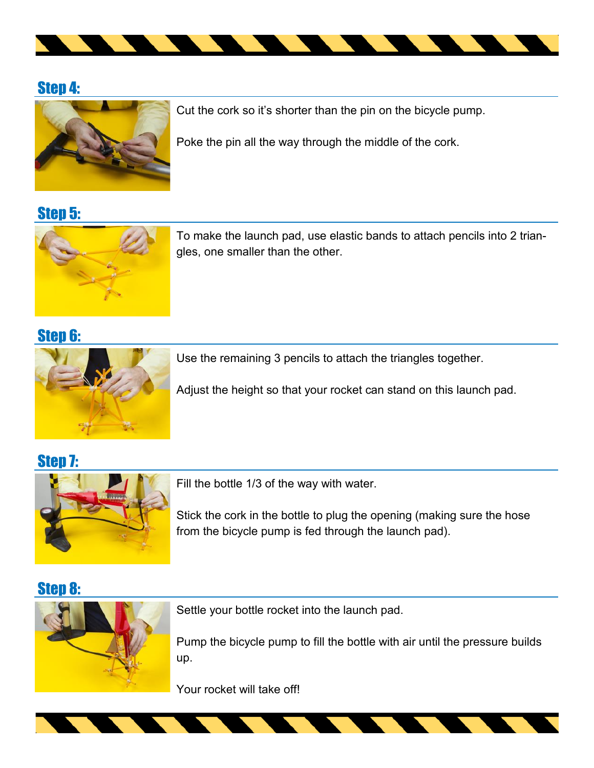## Step 4:

Cut the cork so it's shorter than the pin on the bicycle pump.

Poke the pin all the way through the middle of the cork.

## Step 5:

To make the launch pad, use elastic bands to attach pencils into 2 triangles, one smaller than the other.

## Step 6:

Use the remaining 3 pencils to attach the triangles together.

Adjust the height so that your rocket can stand on this launch pad.

## Step 7:

Fill the bottle 1/3 of the way with water.

Stick the cork in the bottle to plug the opening (making sure the hose from the bicycle pump is fed through the launch pad).

## Step 8:

Settle your bottle rocket into the launch pad.

Pump the bicycle pump to fill the bottle with air until the pressure builds up.

Your rocket will take off!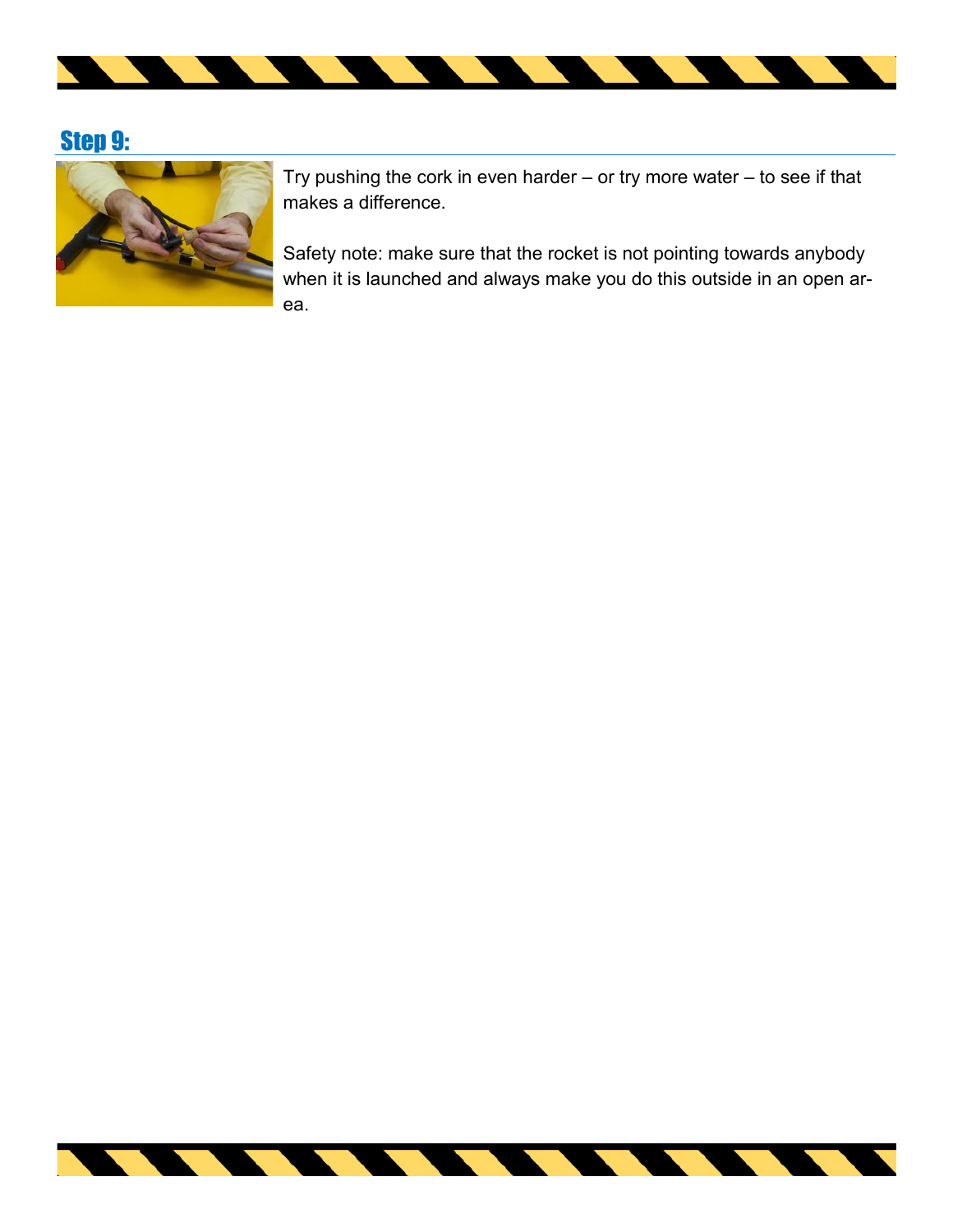## Step 9:

Try pushing the cork in even harder – or try more water – to see if that makes a difference.

Safety note: make sure that the rocket is not pointing towards anybody when it is launched and always make you do this outside in an open area.